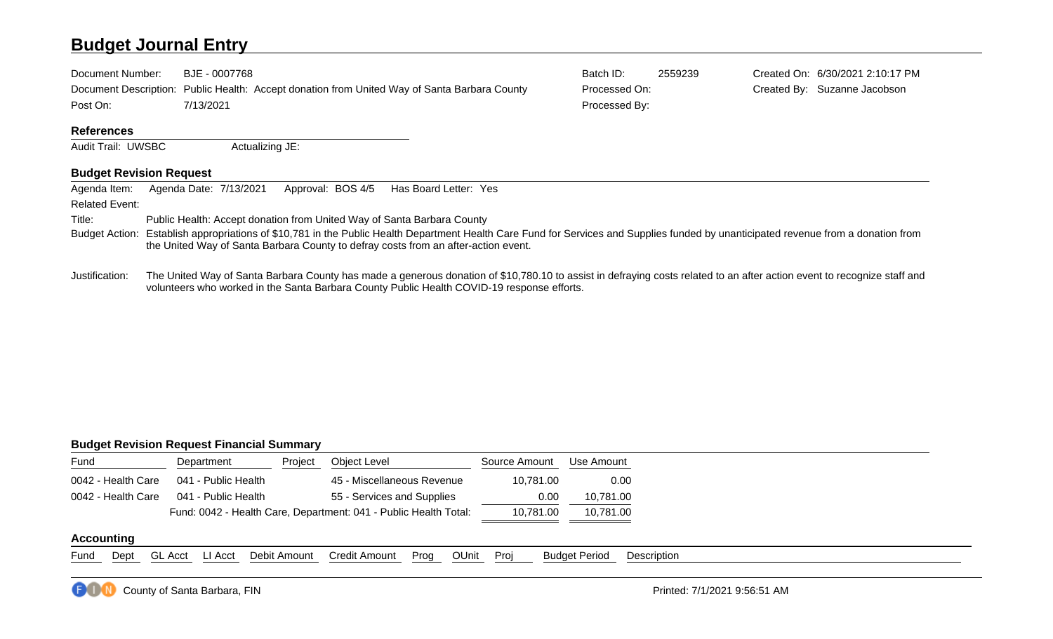# Budget Journal Entry

| | | | | | |
|---|---|---|---|---|---|
| Document Number: | BJE - 0007768 | Batch ID: | 2559239 | Created On: | 6/30/2021 2:10:17 PM |
| Document Description: | Public Health: Accept donation from United Way of Santa Barbara County | Processed On: | | Created By: | Suzanne Jacobson |
| Post On: | 7/13/2021 | Processed By: | | | |

## References

Audit Trail: UWSBC &nbsp;&nbsp;&nbsp;&nbsp; Actualizing JE:

## Budget Revision Request

Agenda Item: &nbsp;&nbsp; Agenda Date: 7/13/2021 &nbsp;&nbsp; Approval: BOS 4/5 &nbsp;&nbsp; Has Board Letter: Yes

Related Event:

Title: Public Health: Accept donation from United Way of Santa Barbara County

Budget Action: Establish appropriations of $10,781 in the Public Health Department Health Care Fund for Services and Supplies funded by unanticipated revenue from a donation from the United Way of Santa Barbara County to defray costs from an after-action event.

Justification: The United Way of Santa Barbara County has made a generous donation of $10,780.10 to assist in defraying costs related to an after action event to recognize staff and volunteers who worked in the Santa Barbara County Public Health COVID-19 response efforts.

## Budget Revision Request Financial Summary

| Fund | Department | Project | Object Level | Source Amount | Use Amount |
|---|---|---|---|---|---|
| 0042 - Health Care | 041 - Public Health | | 45 - Miscellaneous Revenue | 10,781.00 | 0.00 |
| 0042 - Health Care | 041 - Public Health | | 55 - Services and Supplies | 0.00 | 10,781.00 |
| | Fund: 0042 - Health Care, Department: 041 - Public Health Total: | | | 10,781.00 | 10,781.00 |

## Accounting

| Fund | Dept | GL Acct | LI Acct | Debit Amount | Credit Amount | Prog | OUnit | Proj | Budget Period | Description |
|---|---|---|---|---|---|---|---|---|---|---|

County of Santa Barbara, FIN &nbsp;&nbsp;&nbsp;&nbsp; Printed: 7/1/2021 9:56:51 AM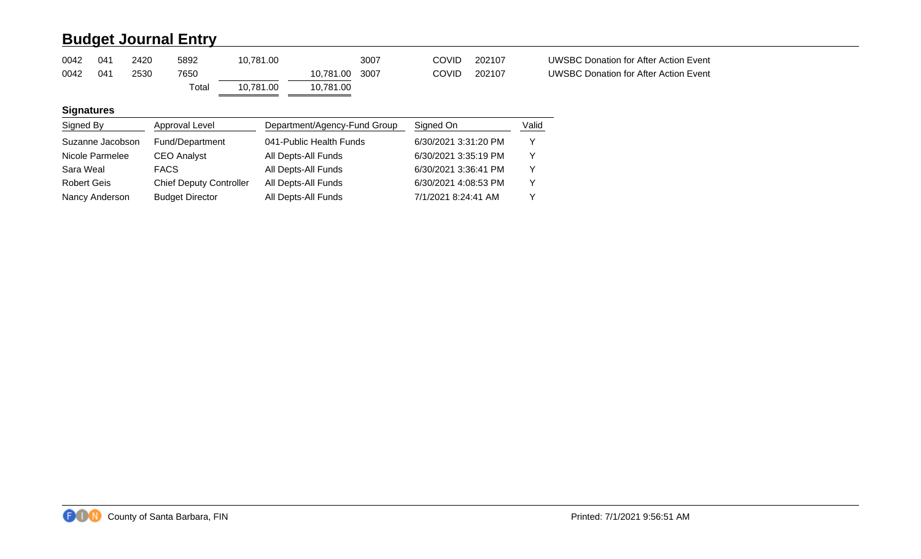## Budget Journal Entry

| | | | | | | | | | |
|---|---|---|---|---|---|---|---|---|---|
| 0042 | 041 | 2420 | 5892 | 10,781.00 | | 3007 | COVID | 202107 | UWSBC Donation for After Action Event |
| 0042 | 041 | 2530 | 7650 | | 10,781.00 | 3007 | COVID | 202107 | UWSBC Donation for After Action Event |
| | | | Total | 10,781.00 | 10,781.00 | | | | |

### Signatures

| Signed By | Approval Level | Department/Agency-Fund Group | Signed On | Valid |
|---|---|---|---|---|
| Suzanne Jacobson | Fund/Department | 041-Public Health Funds | 6/30/2021 3:31:20 PM | Y |
| Nicole Parmelee | CEO Analyst | All Depts-All Funds | 6/30/2021 3:35:19 PM | Y |
| Sara Weal | FACS | All Depts-All Funds | 6/30/2021 3:36:41 PM | Y |
| Robert Geis | Chief Deputy Controller | All Depts-All Funds | 6/30/2021 4:08:53 PM | Y |
| Nancy Anderson | Budget Director | All Depts-All Funds | 7/1/2021 8:24:41 AM | Y |